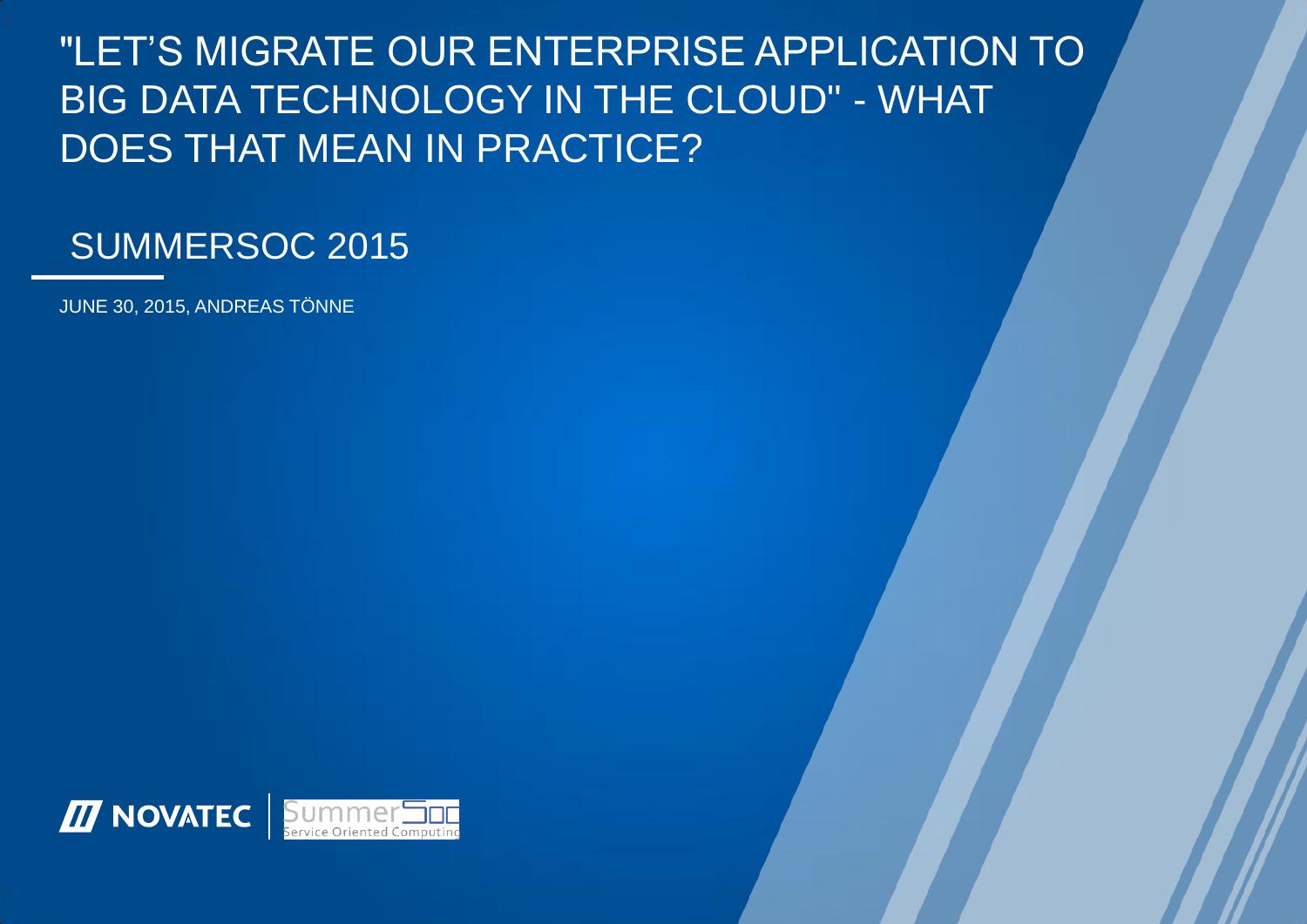# "LET'S MIGRATE OUR ENTERPRISE APPLICATION TO BIG DATA TECHNOLOGY IN THE CLOUD" - WHAT DOES THAT MEAN IN PRACTICE?

## SUMMERSOC 2015

JUNE 30, 2015, ANDREAS TÖNNE

NOVATEC | SummerSoC Service Oriented Computing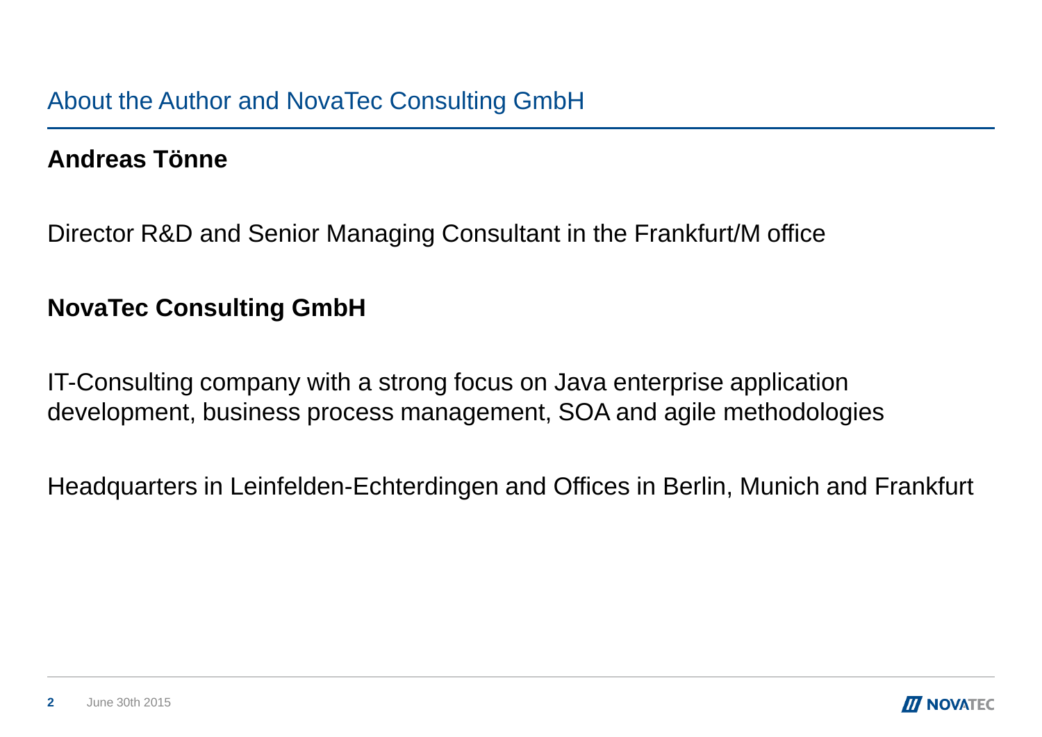# About the Author and NovaTec Consulting GmbH

**Andreas Tönne**

Director R&D and Senior Managing Consultant in the Frankfurt/M office

**NovaTec Consulting GmbH**

IT-Consulting company with a strong focus on Java enterprise application development, business process management, SOA and agile methodologies

Headquarters in Leinfelden-Echterdingen and Offices in Berlin, Munich and Frankfurt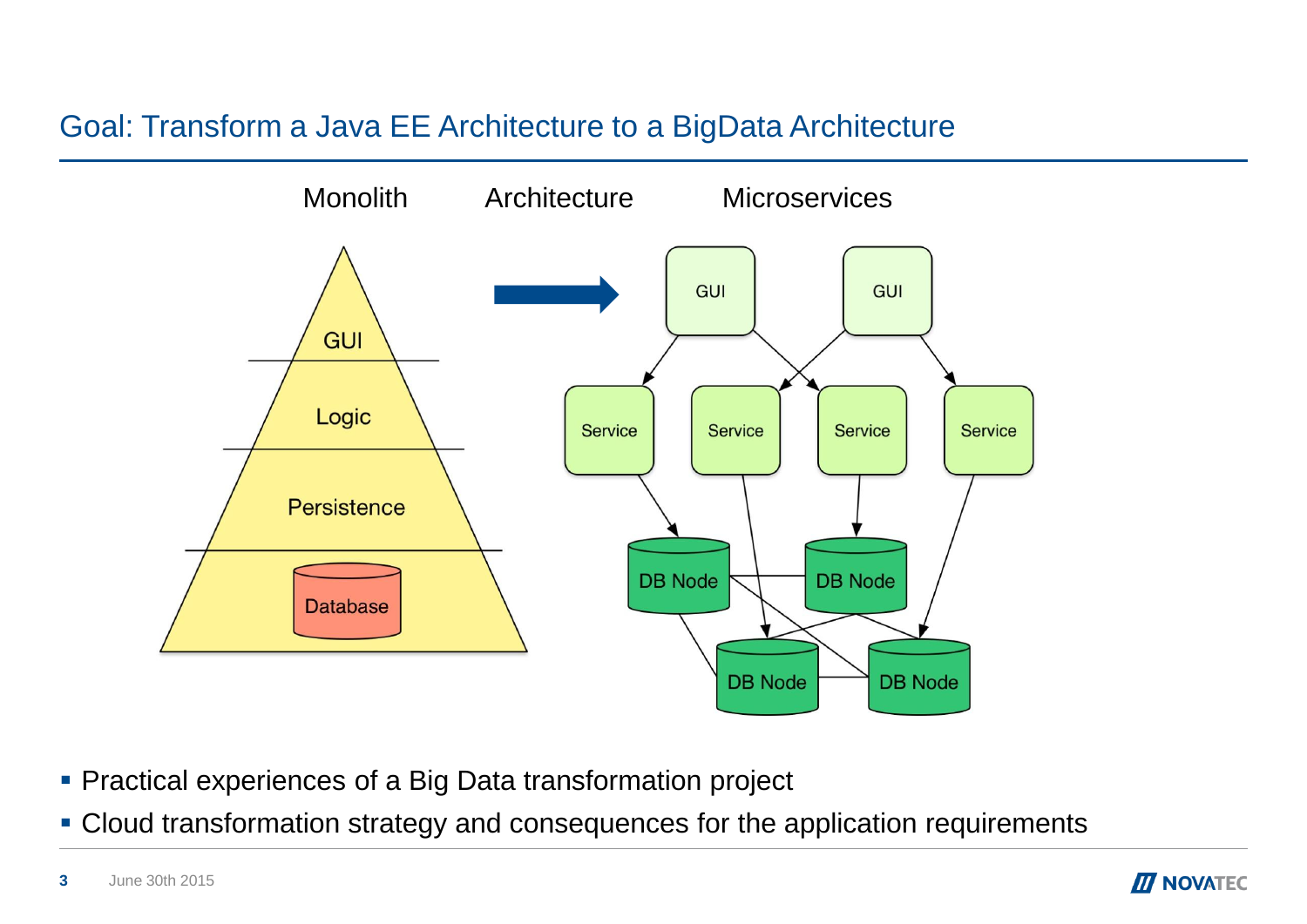## Goal: Transform a Java EE Architecture to a BigData Architecture

Monolith Architecture Microservices

GUI

Logic

Persistence

Database

GUI GUI

Service Service Service Service

DB Node DB Node

DB Node DB Node

- Practical experiences of a Big Data transformation project
- Cloud transformation strategy and consequences for the application requirements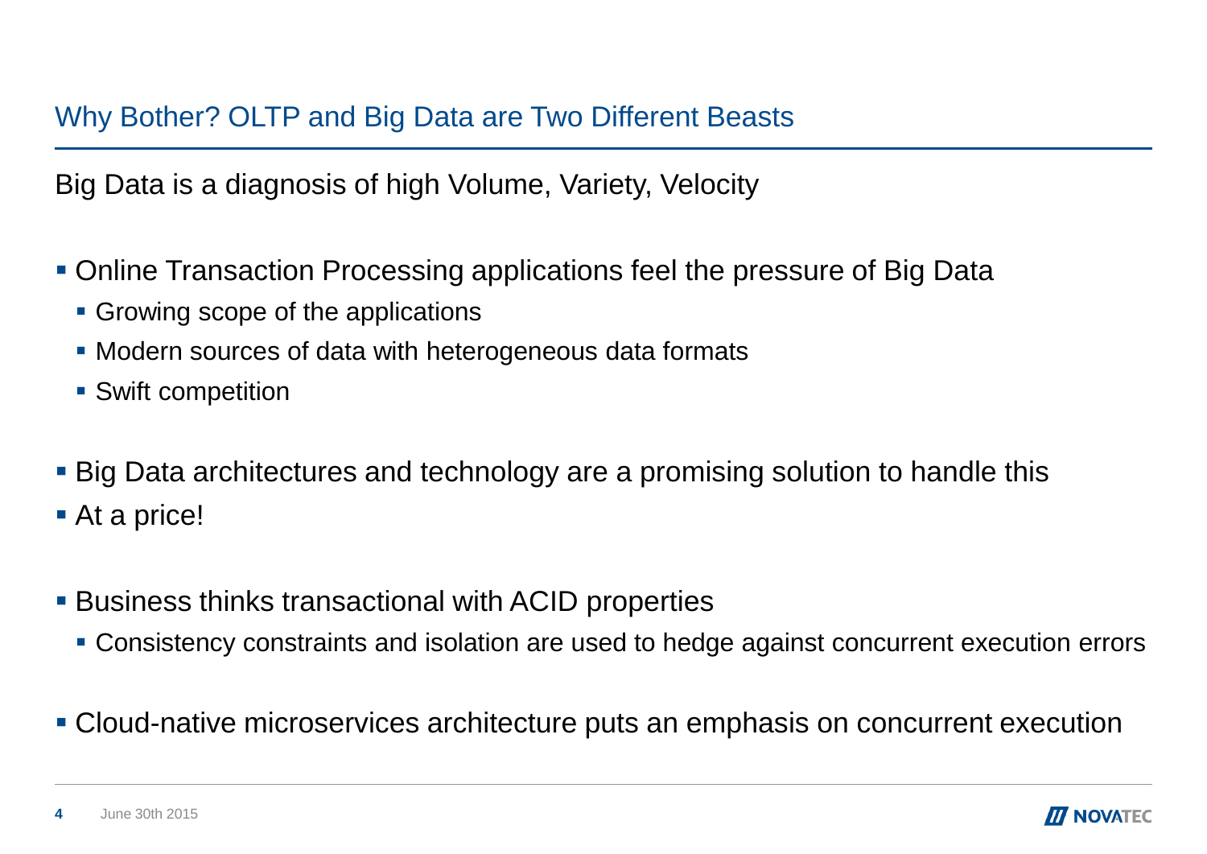## Why Bother? OLTP and Big Data are Two Different Beasts

Big Data is a diagnosis of high Volume, Variety, Velocity

- Online Transaction Processing applications feel the pressure of Big Data
  - Growing scope of the applications
  - Modern sources of data with heterogeneous data formats
  - Swift competition

- Big Data architectures and technology are a promising solution to handle this
- At a price!

- Business thinks transactional with ACID properties
  - Consistency constraints and isolation are used to hedge against concurrent execution errors

- Cloud-native microservices architecture puts an emphasis on concurrent execution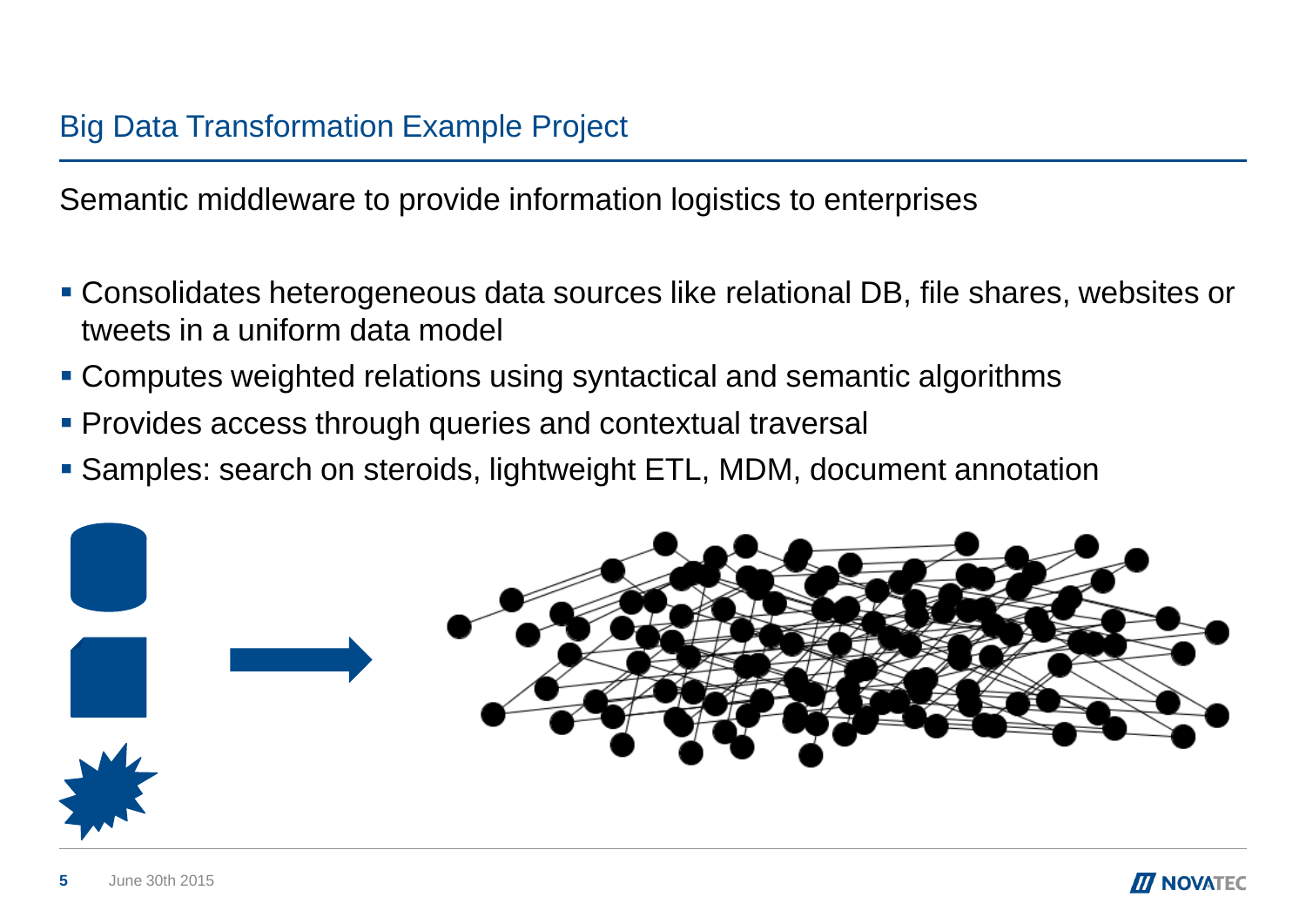## Big Data Transformation Example Project

Semantic middleware to provide information logistics to enterprises

- Consolidates heterogeneous data sources like relational DB, file shares, websites or tweets in a uniform data model
- Computes weighted relations using syntactical and semantic algorithms
- Provides access through queries and contextual traversal
- Samples: search on steroids, lightweight ETL, MDM, document annotation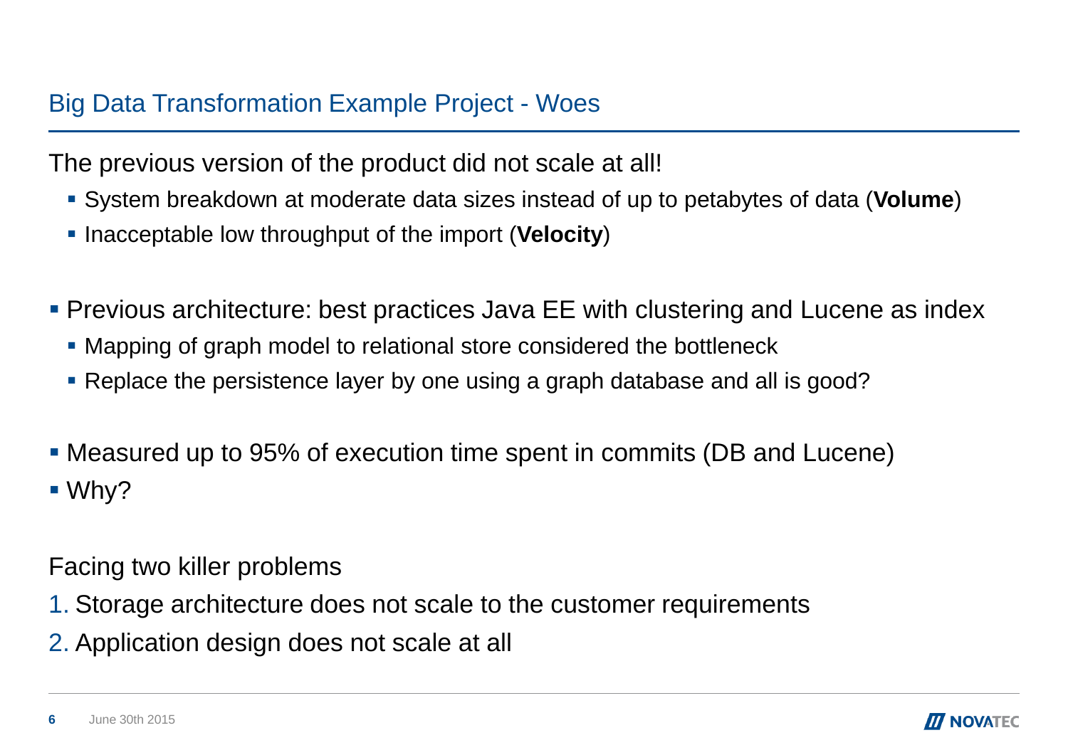# Big Data Transformation Example Project - Woes

The previous version of the product did not scale at all!

- System breakdown at moderate data sizes instead of up to petabytes of data (**Volume**)
- Inacceptable low throughput of the import (**Velocity**)

- Previous architecture: best practices Java EE with clustering and Lucene as index
  - Mapping of graph model to relational store considered the bottleneck
  - Replace the persistence layer by one using a graph database and all is good?

- Measured up to 95% of execution time spent in commits (DB and Lucene)
- Why?

Facing two killer problems

1. Storage architecture does not scale to the customer requirements
2. Application design does not scale at all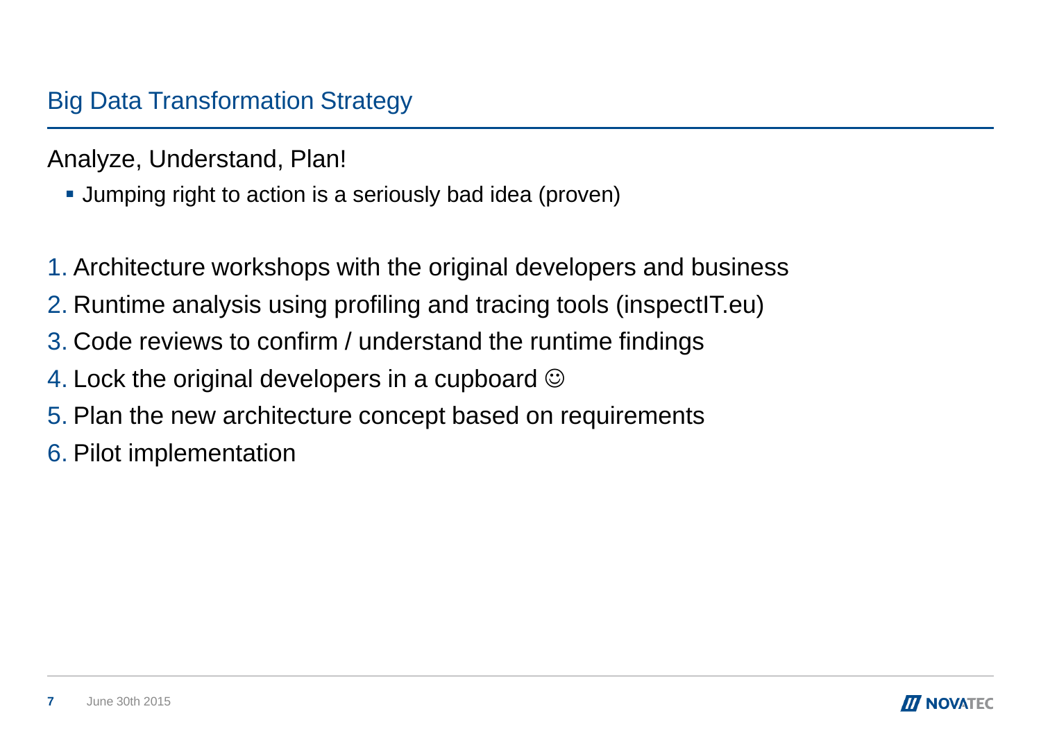# Big Data Transformation Strategy

Analyze, Understand, Plan!

- Jumping right to action is a seriously bad idea (proven)

1. Architecture workshops with the original developers and business
2. Runtime analysis using profiling and tracing tools (inspectIT.eu)
3. Code reviews to confirm / understand the runtime findings
4. Lock the original developers in a cupboard ☺
5. Plan the new architecture concept based on requirements
6. Pilot implementation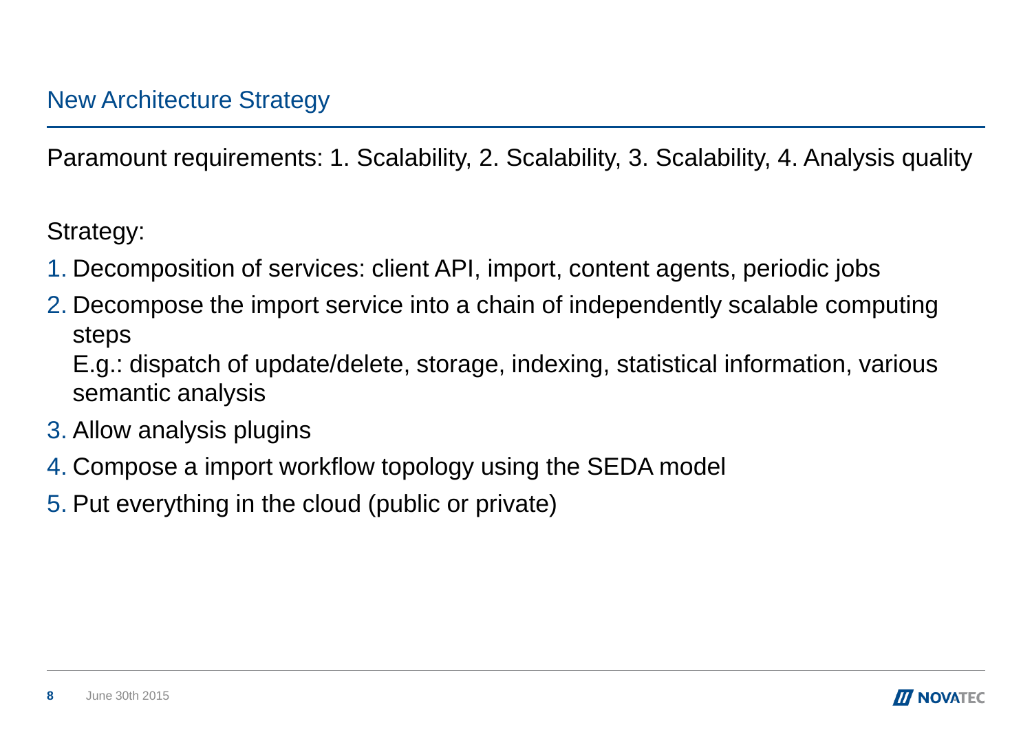## New Architecture Strategy

Paramount requirements: 1. Scalability, 2. Scalability, 3. Scalability, 4. Analysis quality

Strategy:

1. Decomposition of services: client API, import, content agents, periodic jobs
2. Decompose the import service into a chain of independently scalable computing steps
   E.g.: dispatch of update/delete, storage, indexing, statistical information, various semantic analysis
3. Allow analysis plugins
4. Compose a import workflow topology using the SEDA model
5. Put everything in the cloud (public or private)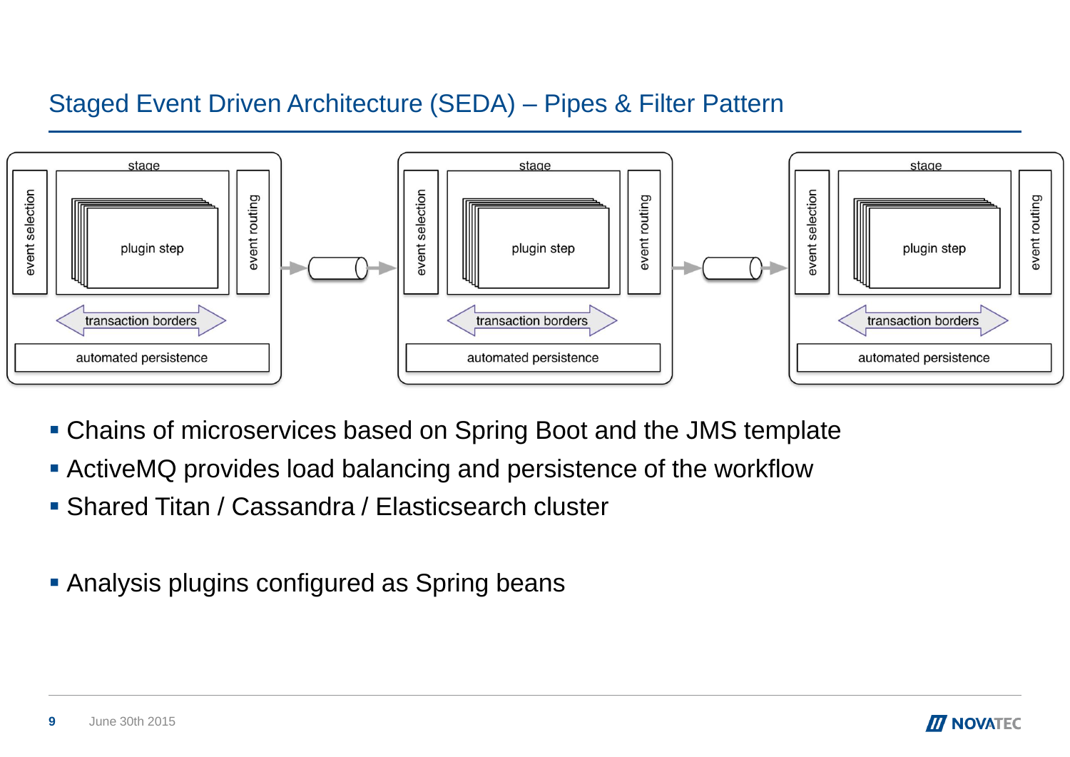# Staged Event Driven Architecture (SEDA) – Pipes & Filter Pattern

- Chains of microservices based on Spring Boot and the JMS template
- ActiveMQ provides load balancing and persistence of the workflow
- Shared Titan / Cassandra / Elasticsearch cluster

- Analysis plugins configured as Spring beans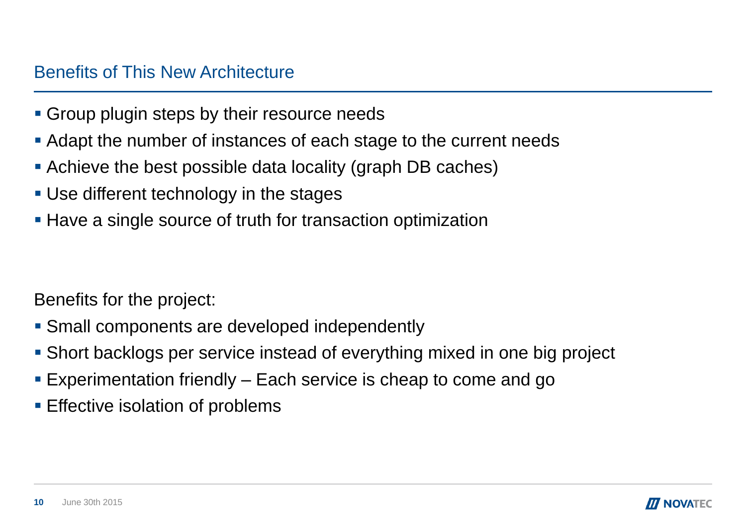## Benefits of This New Architecture

- Group plugin steps by their resource needs
- Adapt the number of instances of each stage to the current needs
- Achieve the best possible data locality (graph DB caches)
- Use different technology in the stages
- Have a single source of truth for transaction optimization

Benefits for the project:

- Small components are developed independently
- Short backlogs per service instead of everything mixed in one big project
- Experimentation friendly – Each service is cheap to come and go
- Effective isolation of problems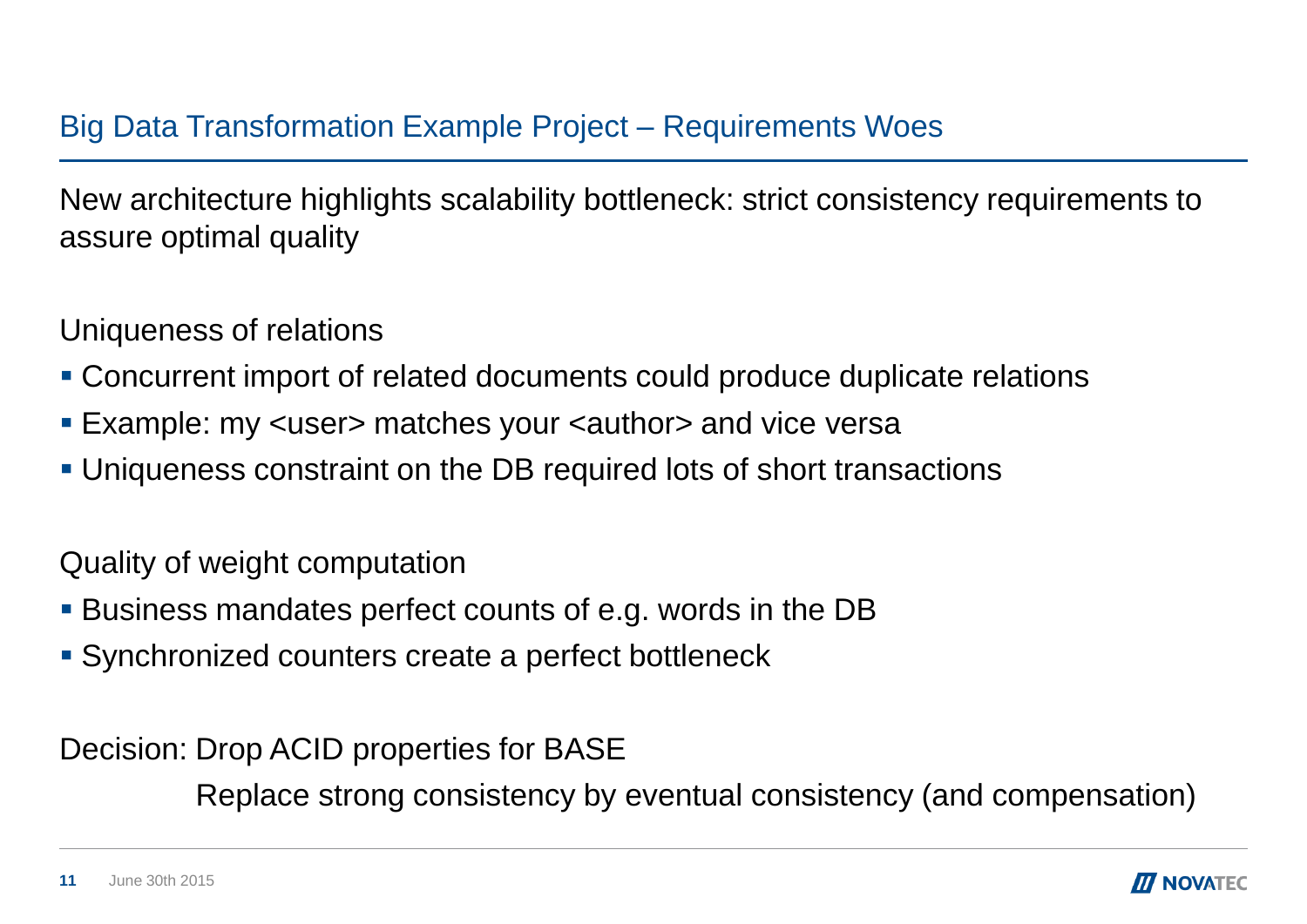## Big Data Transformation Example Project – Requirements Woes

New architecture highlights scalability bottleneck: strict consistency requirements to assure optimal quality

Uniqueness of relations

- Concurrent import of related documents could produce duplicate relations
- Example: my <user> matches your <author> and vice versa
- Uniqueness constraint on the DB required lots of short transactions

Quality of weight computation

- Business mandates perfect counts of e.g. words in the DB
- Synchronized counters create a perfect bottleneck

Decision: Drop ACID properties for BASE

Replace strong consistency by eventual consistency (and compensation)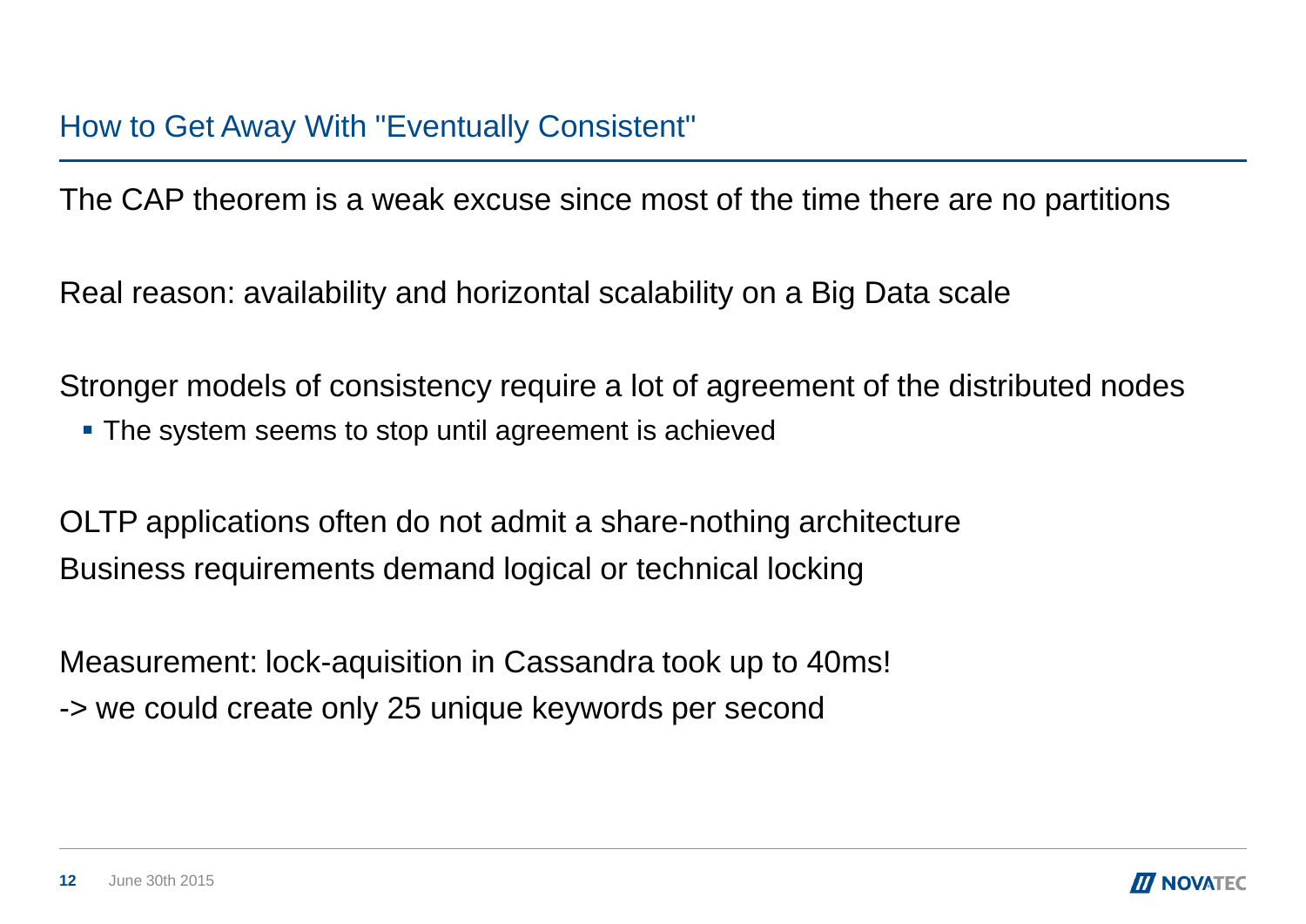## How to Get Away With "Eventually Consistent"

The CAP theorem is a weak excuse since most of the time there are no partitions

Real reason: availability and horizontal scalability on a Big Data scale

Stronger models of consistency require a lot of agreement of the distributed nodes

- The system seems to stop until agreement is achieved

OLTP applications often do not admit a share-nothing architecture
Business requirements demand logical or technical locking

Measurement: lock-aquisition in Cassandra took up to 40ms!
-> we could create only 25 unique keywords per second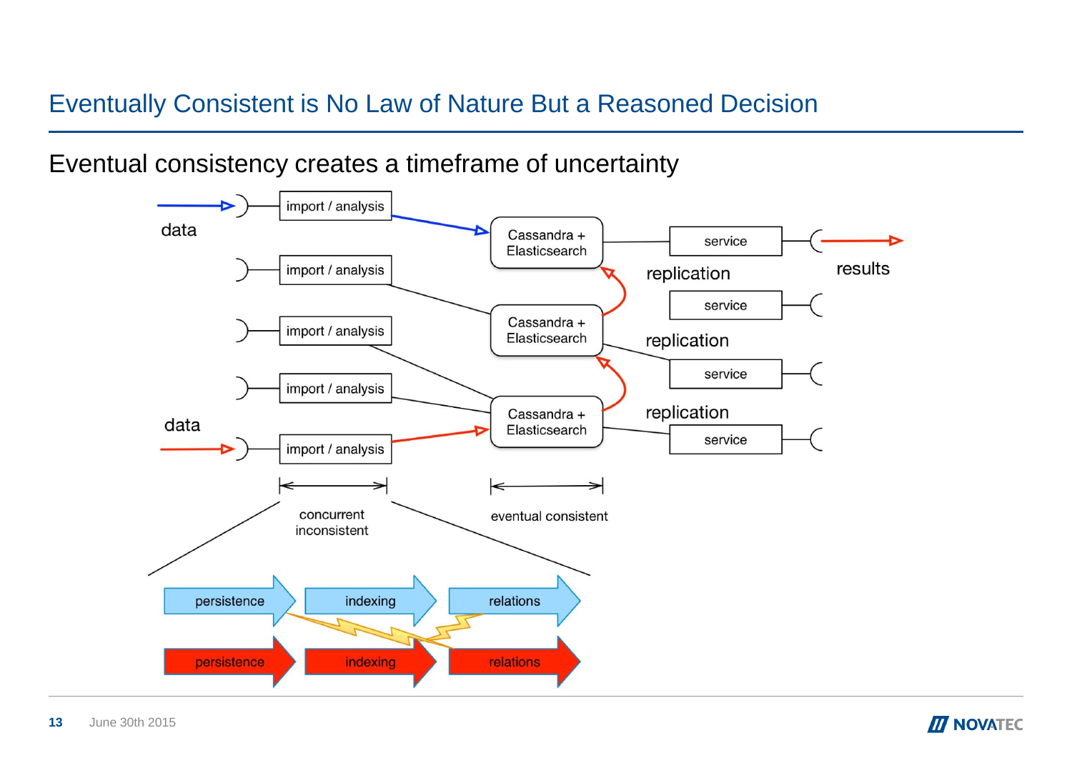# Eventually Consistent is No Law of Nature But a Reasoned Decision

## Eventual consistency creates a timeframe of uncertainty

data

import / analysis

import / analysis

import / analysis

import / analysis

data

import / analysis

Cassandra + Elasticsearch

Cassandra + Elasticsearch

Cassandra + Elasticsearch

service

replication

service

replication

service

replication

service

results

concurrent inconsistent

eventual consistent

persistence

indexing

relations

persistence

indexing

relations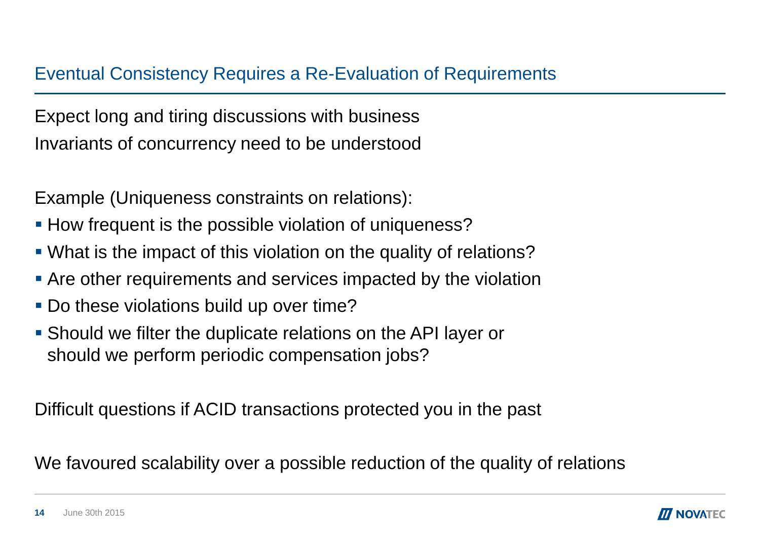## Eventual Consistency Requires a Re-Evaluation of Requirements

Expect long and tiring discussions with business

Invariants of concurrency need to be understood

Example (Uniqueness constraints on relations):

- How frequent is the possible violation of uniqueness?
- What is the impact of this violation on the quality of relations?
- Are other requirements and services impacted by the violation
- Do these violations build up over time?
- Should we filter the duplicate relations on the API layer or should we perform periodic compensation jobs?

Difficult questions if ACID transactions protected you in the past

We favoured scalability over a possible reduction of the quality of relations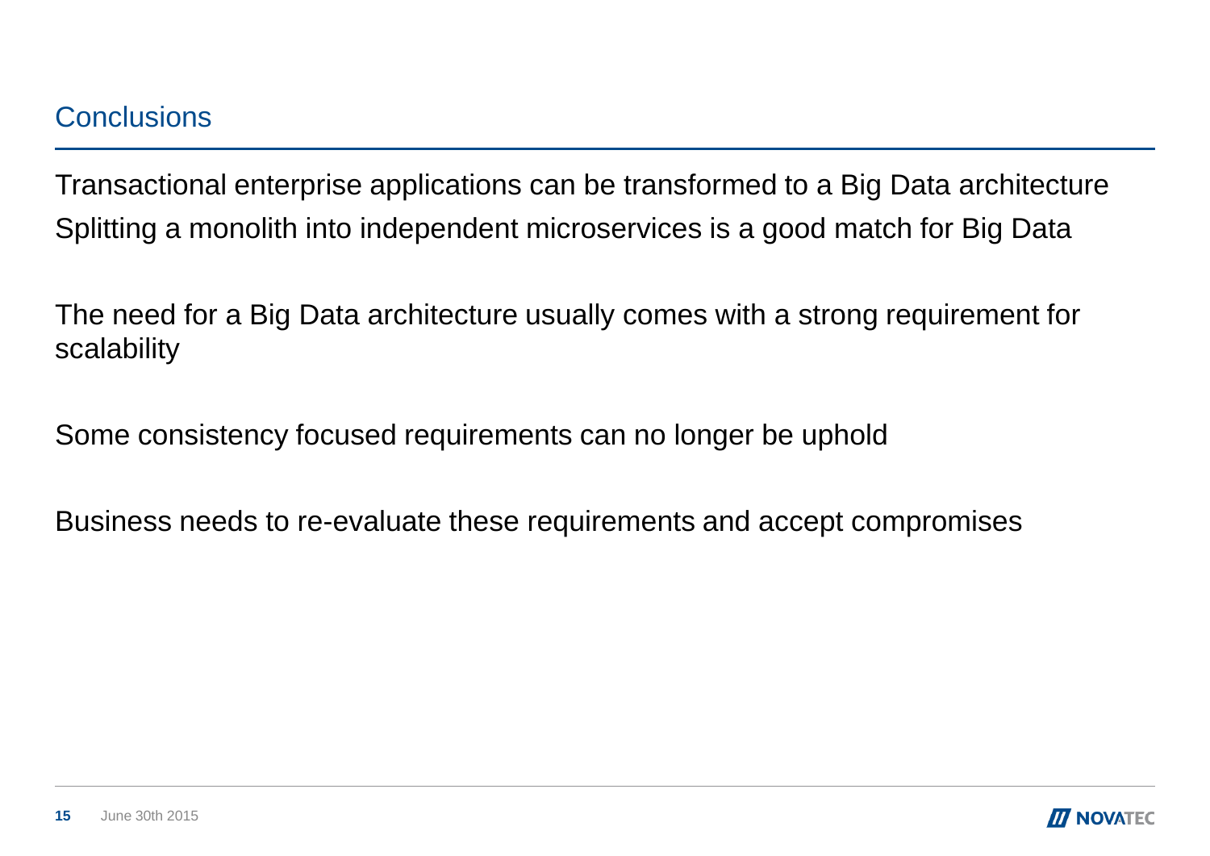## Conclusions

Transactional enterprise applications can be transformed to a Big Data architecture
Splitting a monolith into independent microservices is a good match for Big Data

The need for a Big Data architecture usually comes with a strong requirement for scalability

Some consistency focused requirements can no longer be uphold

Business needs to re-evaluate these requirements and accept compromises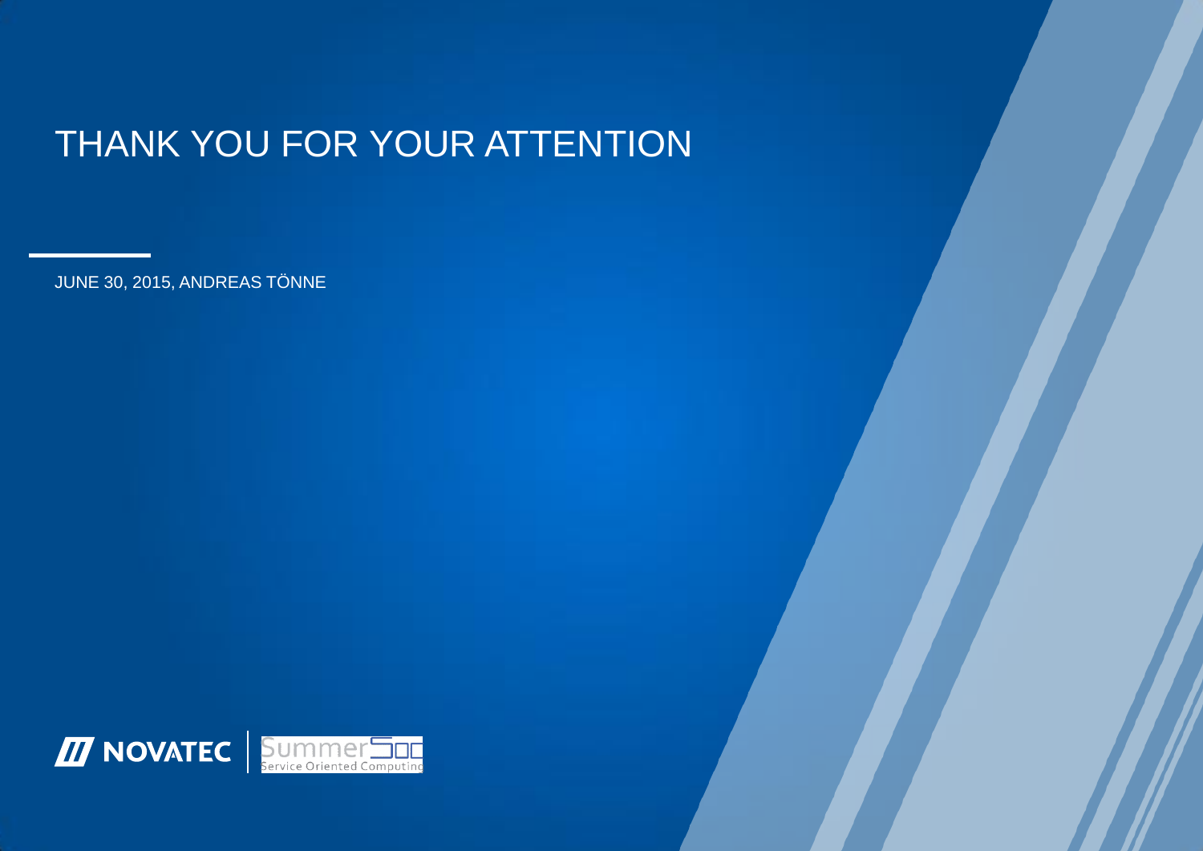# THANK YOU FOR YOUR ATTENTION

JUNE 30, 2015, ANDREAS TÖNNE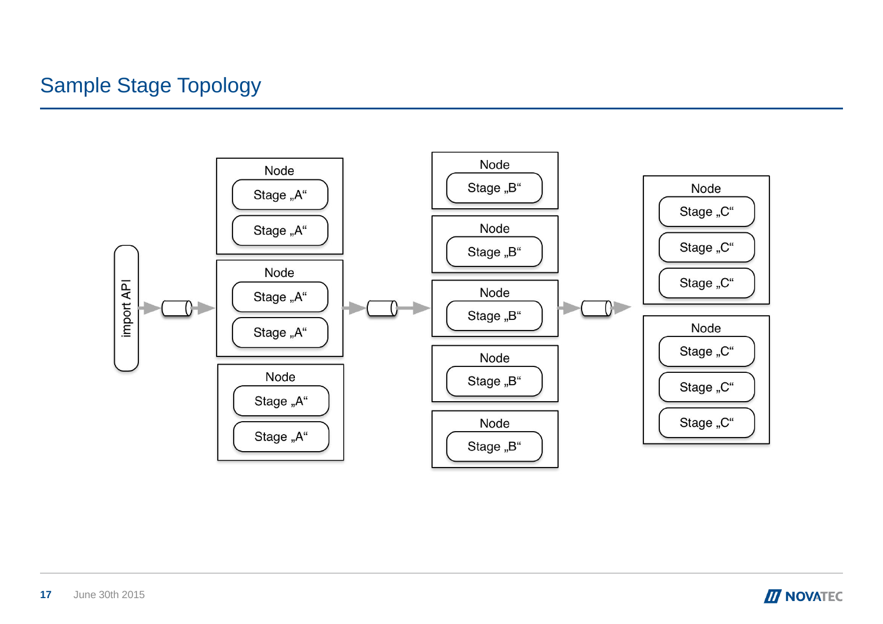# Sample Stage Topology

import API

Node
Stage „A“
Stage „A“

Node
Stage „A“
Stage „A“

Node
Stage „A“
Stage „A“

Node
Stage „B“

Node
Stage „B“

Node
Stage „B“

Node
Stage „B“

Node
Stage „B“

Node
Stage „C“
Stage „C“
Stage „C“

Node
Stage „C“
Stage „C“
Stage „C“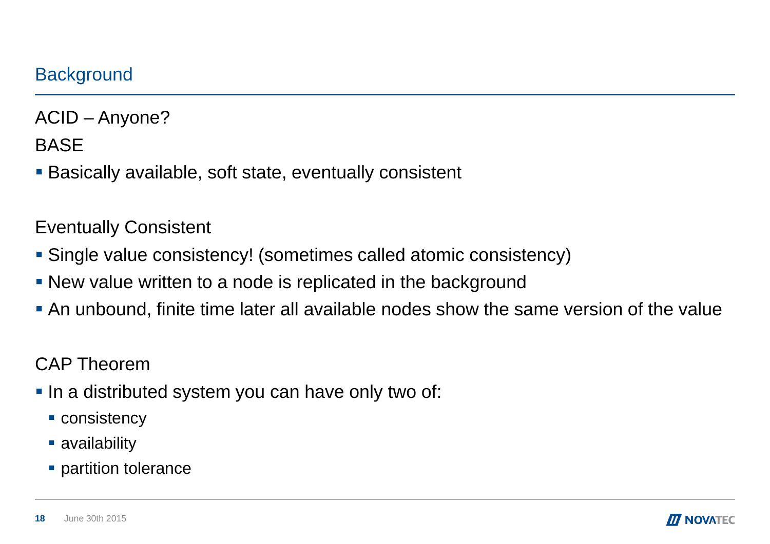## Background

ACID – Anyone?

BASE

- Basically available, soft state, eventually consistent

Eventually Consistent

- Single value consistency! (sometimes called atomic consistency)
- New value written to a node is replicated in the background
- An unbound, finite time later all available nodes show the same version of the value

CAP Theorem

- In a distributed system you can have only two of:
  - consistency
  - availability
  - partition tolerance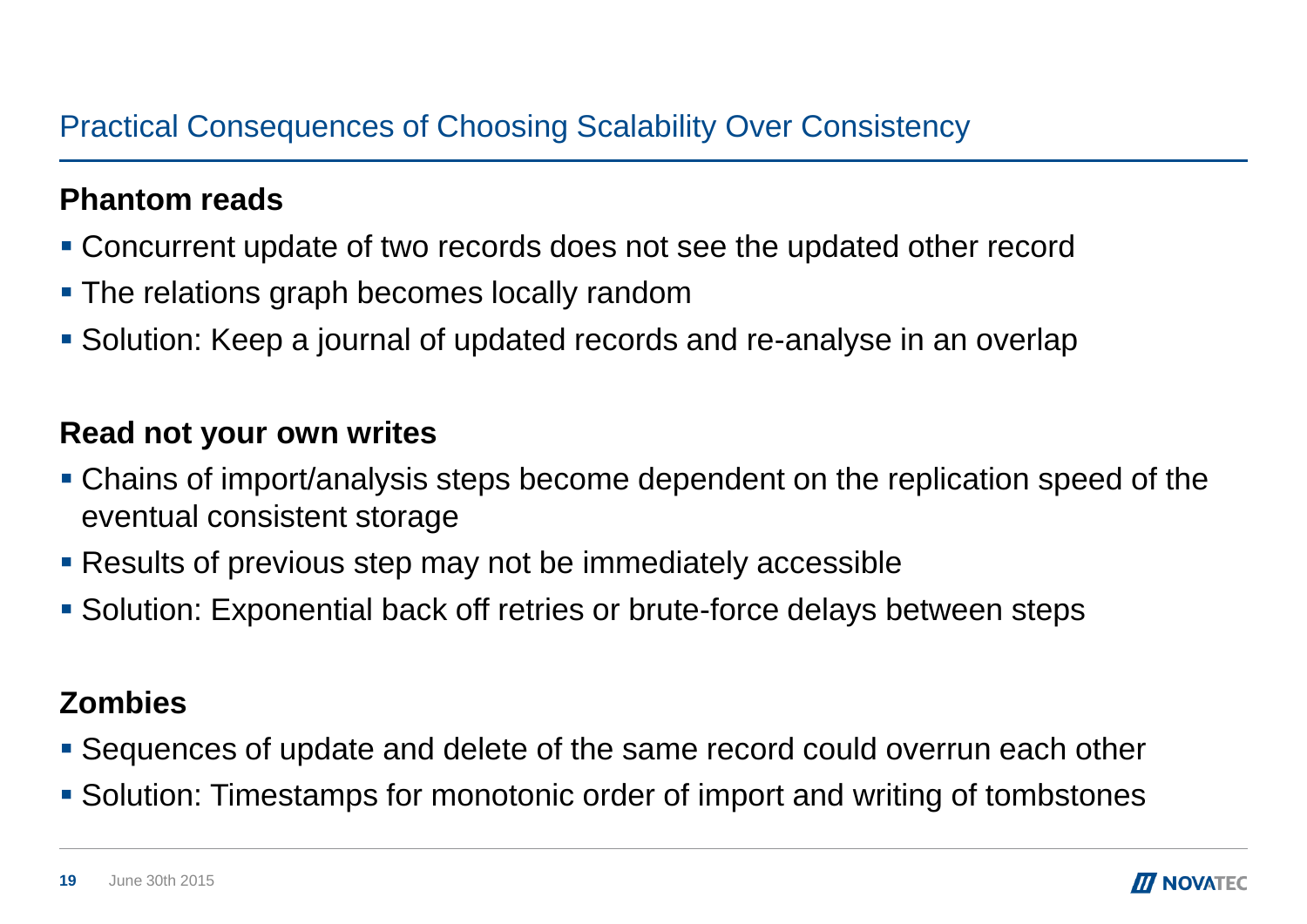# Practical Consequences of Choosing Scalability Over Consistency

**Phantom reads**

- Concurrent update of two records does not see the updated other record
- The relations graph becomes locally random
- Solution: Keep a journal of updated records and re-analyse in an overlap

**Read not your own writes**

- Chains of import/analysis steps become dependent on the replication speed of the eventual consistent storage
- Results of previous step may not be immediately accessible
- Solution: Exponential back off retries or brute-force delays between steps

**Zombies**

- Sequences of update and delete of the same record could overrun each other
- Solution: Timestamps for monotonic order of import and writing of tombstones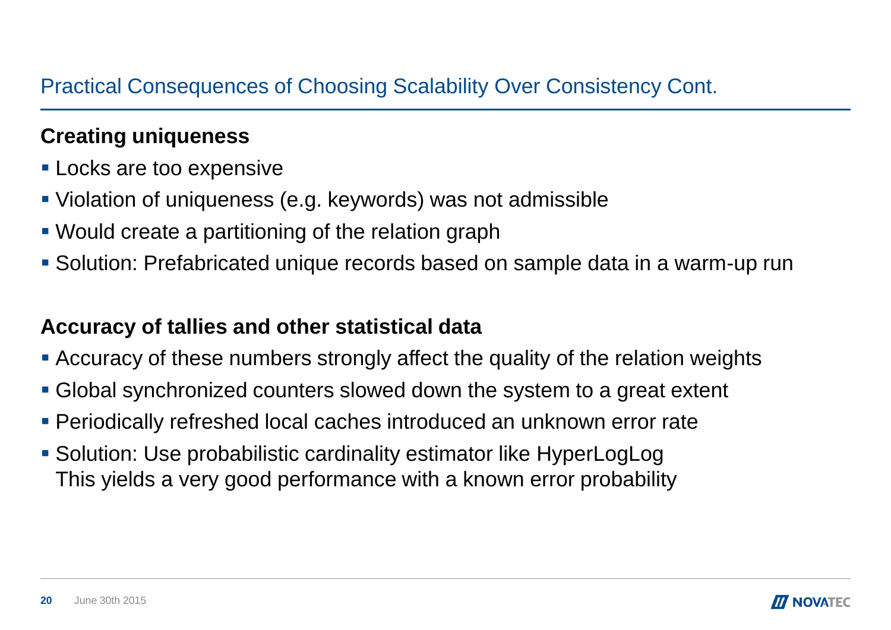# Practical Consequences of Choosing Scalability Over Consistency Cont.

**Creating uniqueness**

- Locks are too expensive
- Violation of uniqueness (e.g. keywords) was not admissible
- Would create a partitioning of the relation graph
- Solution: Prefabricated unique records based on sample data in a warm-up run

**Accuracy of tallies and other statistical data**

- Accuracy of these numbers strongly affect the quality of the relation weights
- Global synchronized counters slowed down the system to a great extent
- Periodically refreshed local caches introduced an unknown error rate
- Solution: Use probabilistic cardinality estimator like HyperLogLog  
  This yields a very good performance with a known error probability